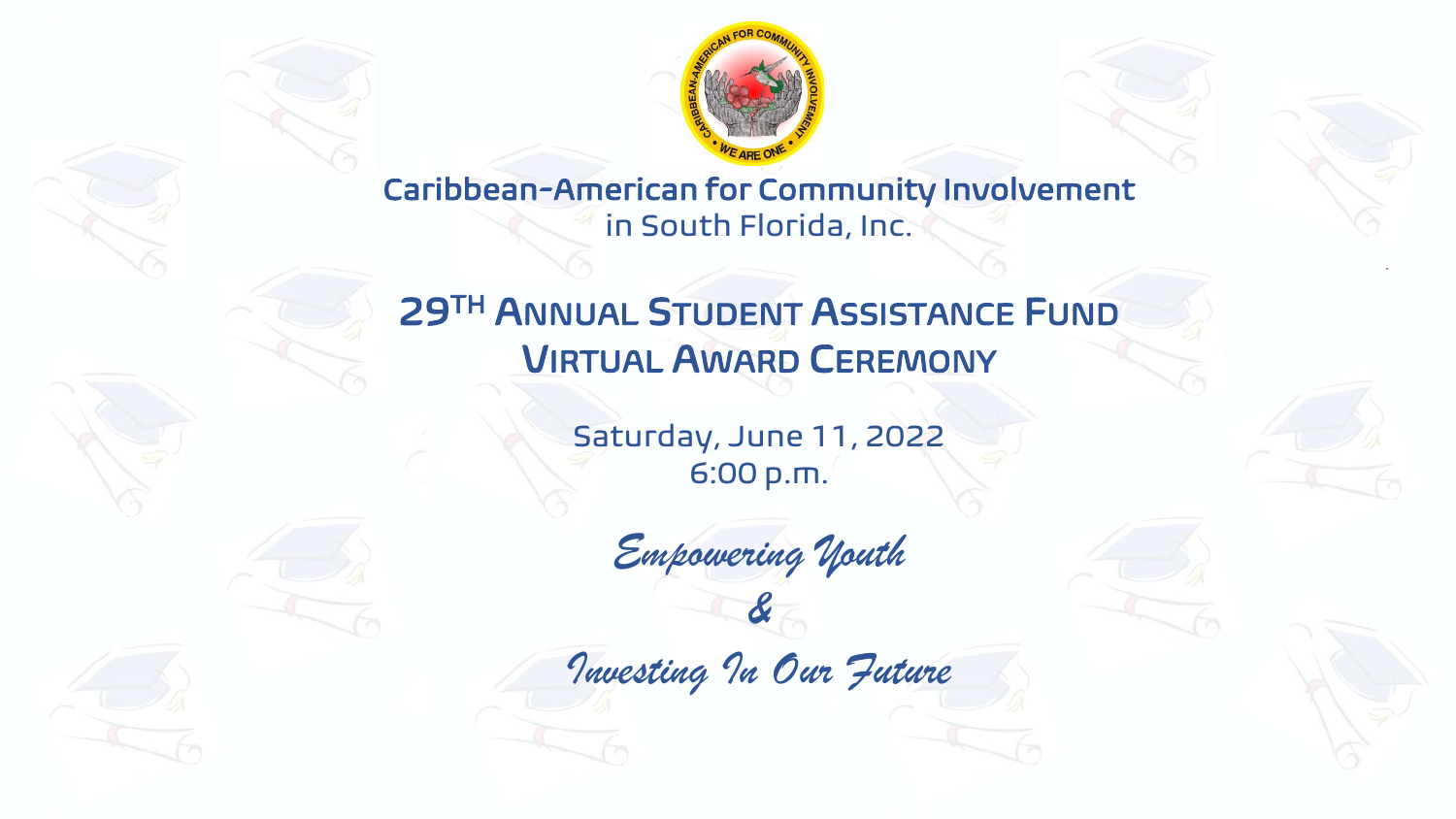# Caribbean-American for Community Involvement

in South Florida, Inc.

## 29TH Annual Student Assistance Fund Virtual Award Ceremony

Saturday, June 11, 2022

6:00 p.m.

*Empowering Youth*

*&*

*Investing In Our Future*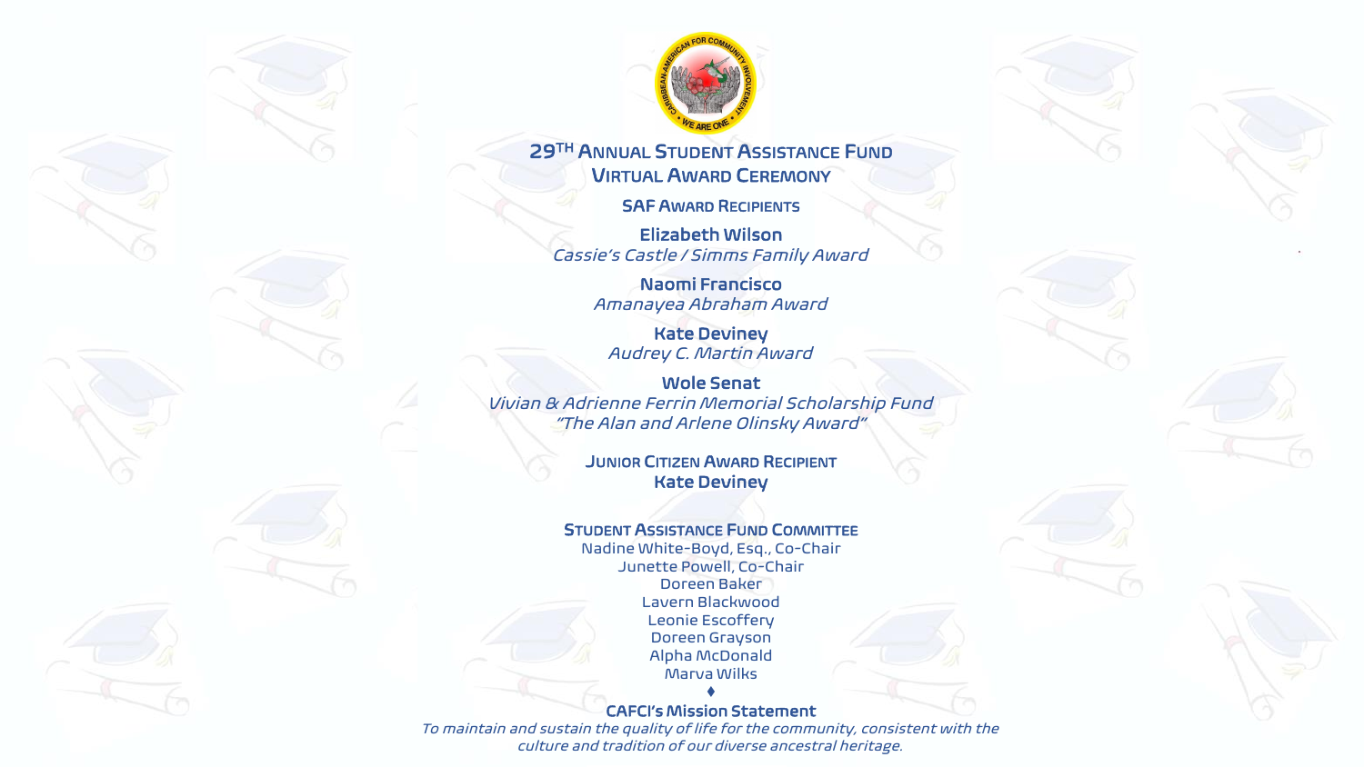# 29TH Annual Student Assistance Fund
# Virtual Award Ceremony

## SAF Award Recipients

**Elizabeth Wilson**
*Cassie's Castle / Simms Family Award*

**Naomi Francisco**
*Amanayea Abraham Award*

**Kate Deviney**
*Audrey C. Martin Award*

**Wole Senat**
*Vivian & Adrienne Ferrin Memorial Scholarship Fund*
*"The Alan and Arlene Olinsky Award"*

## Junior Citizen Award Recipient

**Kate Deviney**

## Student Assistance Fund Committee

Nadine White-Boyd, Esq., Co-Chair
Junette Powell, Co-Chair
Doreen Baker
Lavern Blackwood
Leonie Escoffery
Doreen Grayson
Alpha McDonald
Marva Wilks

♦

**CAFCI's Mission Statement**

*To maintain and sustain the quality of life for the community, consistent with the culture and tradition of our diverse ancestral heritage.*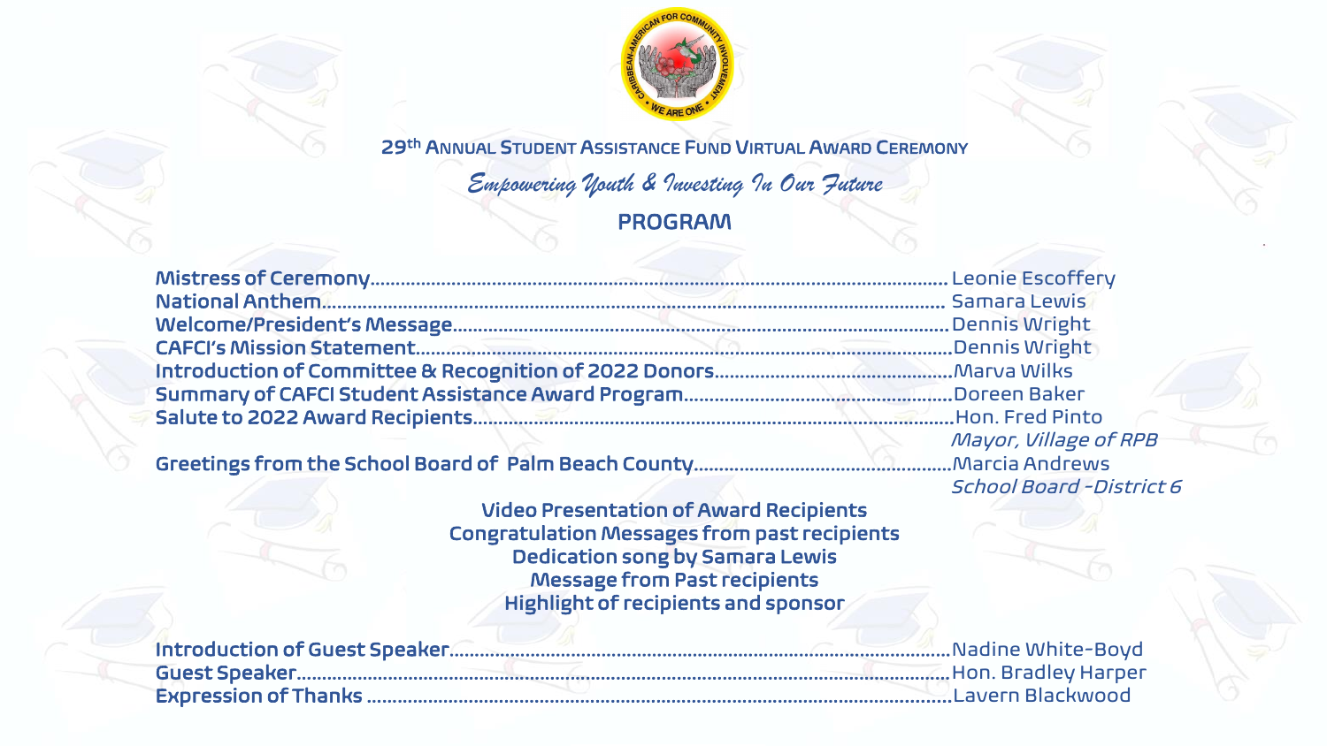# 29th Annual Student Assistance Fund Virtual Award Ceremony

*Empowering Youth & Investing In Our Future*

## PROGRAM

**Mistress of Ceremony**........ Leonie Escoffery
**National Anthem**........ Samara Lewis
**Welcome/President's Message**........ Dennis Wright
**CAFCI's Mission Statement**........ Dennis Wright
**Introduction of Committee & Recognition of 2022 Donors**........ Marva Wilks
**Summary of CAFCI Student Assistance Award Program**........ Doreen Baker
**Salute to 2022 Award Recipients**........ Hon. Fred Pinto
*Mayor, Village of RPB*
**Greetings from the School Board of Palm Beach County**........ Marcia Andrews
*School Board -District 6*

**Video Presentation of Award Recipients**
**Congratulation Messages from past recipients**
**Dedication song by Samara Lewis**
**Message from Past recipients**
**Highlight of recipients and sponsor**

**Introduction of Guest Speaker**........ Nadine White-Boyd
**Guest Speaker**........ Hon. Bradley Harper
**Expression of Thanks**........ Lavern Blackwood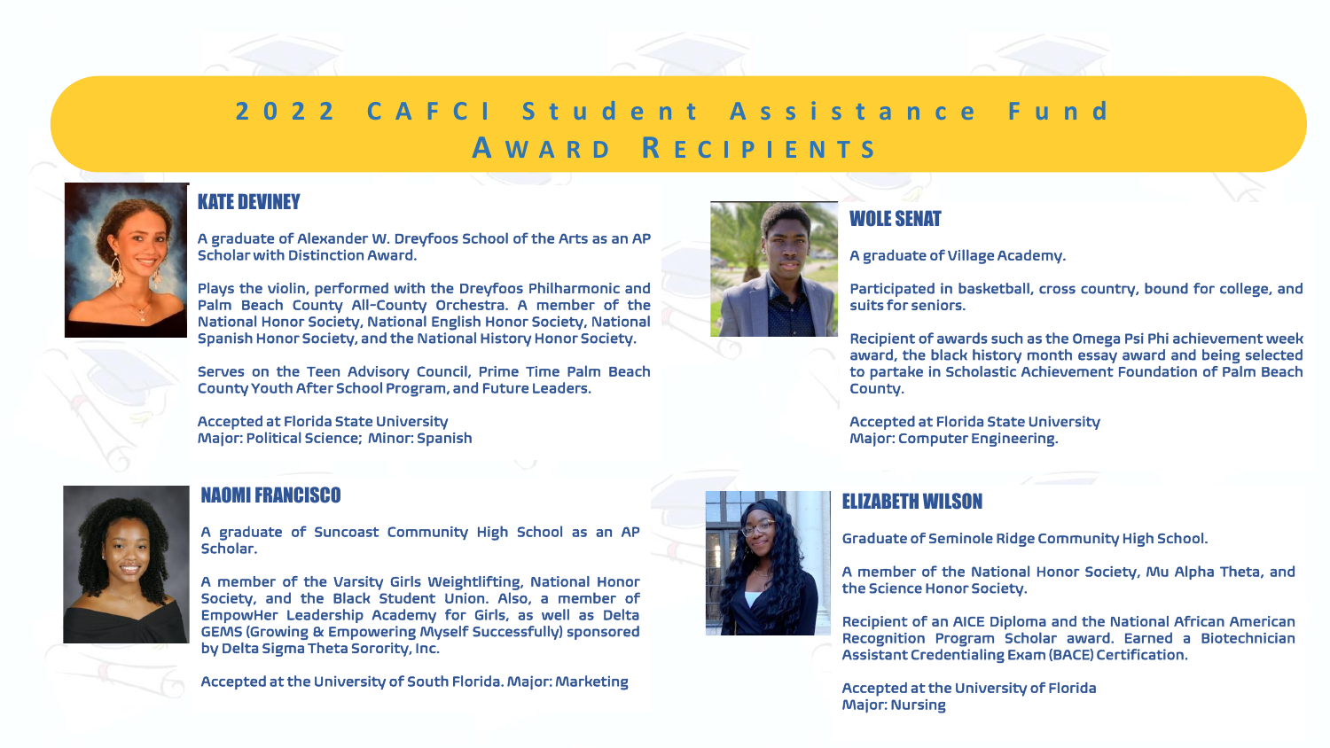# 2022 CAFCI Student Assistance Fund Award Recipients

## KATE DEVINEY

A graduate of Alexander W. Dreyfoos School of the Arts as an AP Scholar with Distinction Award.

Plays the violin, performed with the Dreyfoos Philharmonic and Palm Beach County All-County Orchestra. A member of the National Honor Society, National English Honor Society, National Spanish Honor Society, and the National History Honor Society.

Serves on the Teen Advisory Council, Prime Time Palm Beach County Youth After School Program, and Future Leaders.

Accepted at Florida State University
Major: Political Science; Minor: Spanish

## NAOMI FRANCISCO

A graduate of Suncoast Community High School as an AP Scholar.

A member of the Varsity Girls Weightlifting, National Honor Society, and the Black Student Union. Also, a member of EmpowHer Leadership Academy for Girls, as well as Delta GEMS (Growing & Empowering Myself Successfully) sponsored by Delta Sigma Theta Sorority, Inc.

Accepted at the University of South Florida. Major: Marketing

## WOLE SENAT

A graduate of Village Academy.

Participated in basketball, cross country, bound for college, and suits for seniors.

Recipient of awards such as the Omega Psi Phi achievement week award, the black history month essay award and being selected to partake in Scholastic Achievement Foundation of Palm Beach County.

Accepted at Florida State University
Major: Computer Engineering.

## ELIZABETH WILSON

Graduate of Seminole Ridge Community High School.

A member of the National Honor Society, Mu Alpha Theta, and the Science Honor Society.

Recipient of an AICE Diploma and the National African American Recognition Program Scholar award. Earned a Biotechnician Assistant Credentialing Exam (BACE) Certification.

Accepted at the University of Florida
Major: Nursing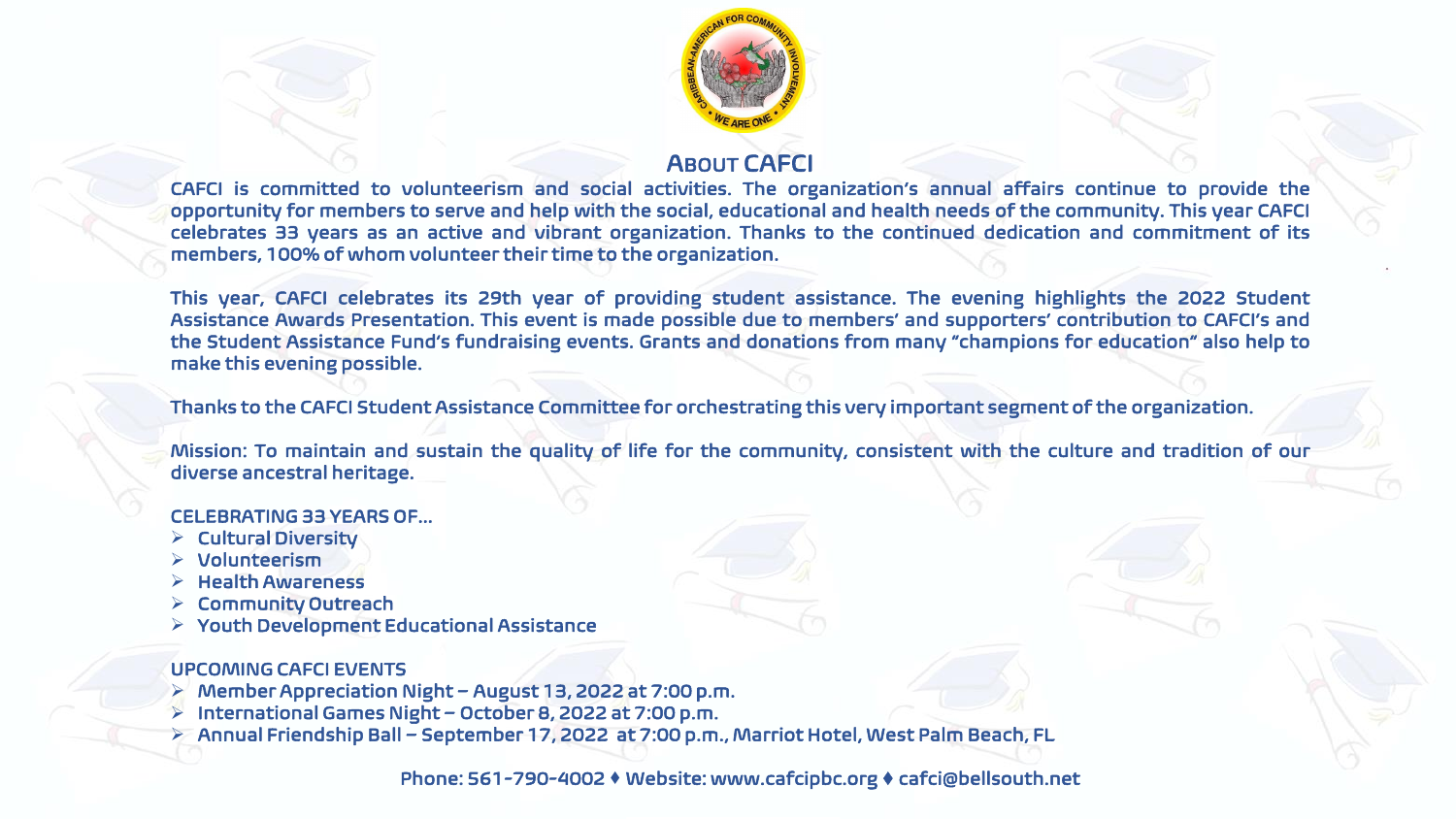# About CAFCI

CAFCI is committed to volunteerism and social activities. The organization's annual affairs continue to provide the opportunity for members to serve and help with the social, educational and health needs of the community. This year CAFCI celebrates 33 years as an active and vibrant organization. Thanks to the continued dedication and commitment of its members, 100% of whom volunteer their time to the organization.

This year, CAFCI celebrates its 29th year of providing student assistance. The evening highlights the 2022 Student Assistance Awards Presentation. This event is made possible due to members' and supporters' contribution to CAFCI's and the Student Assistance Fund's fundraising events. Grants and donations from many "champions for education" also help to make this evening possible.

Thanks to the CAFCI Student Assistance Committee for orchestrating this very important segment of the organization.

Mission: To maintain and sustain the quality of life for the community, consistent with the culture and tradition of our diverse ancestral heritage.

CELEBRATING 33 YEARS OF...

- Cultural Diversity
- Volunteerism
- Health Awareness
- Community Outreach
- Youth Development Educational Assistance

UPCOMING CAFCI EVENTS

- Member Appreciation Night – August 13, 2022 at 7:00 p.m.
- International Games Night – October 8, 2022 at 7:00 p.m.
- Annual Friendship Ball – September 17, 2022 at 7:00 p.m., Marriot Hotel, West Palm Beach, FL

Phone: 561-790-4002 ♦ Website: www.cafcipbc.org ♦ cafci@bellsouth.net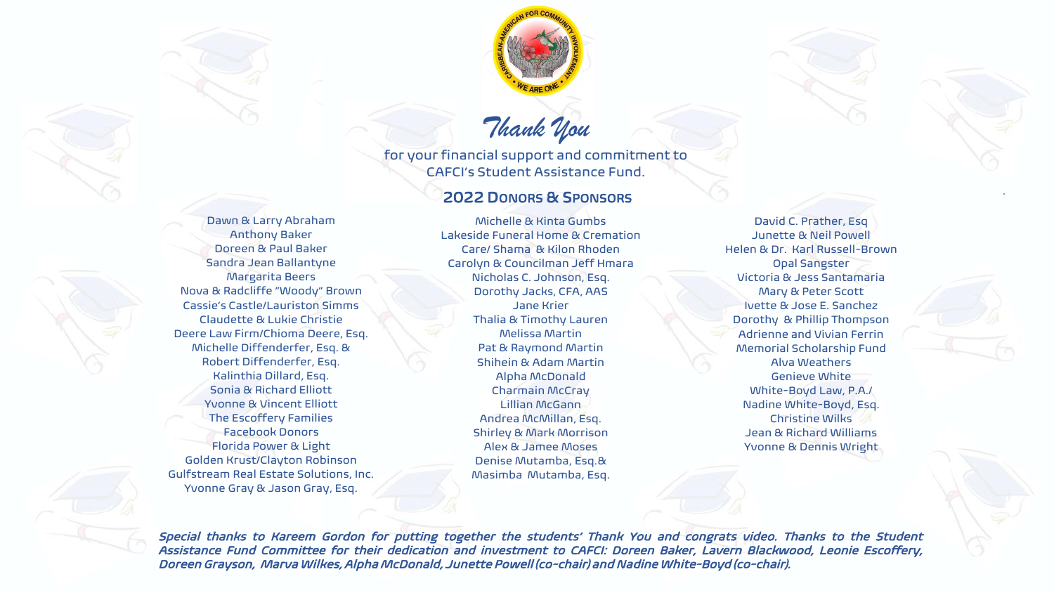# *Thank You*

for your financial support and commitment to
CAFCI's Student Assistance Fund.

## 2022 Donors & Sponsors

Dawn & Larry Abraham
Anthony Baker
Doreen & Paul Baker
Sandra Jean Ballantyne
Margarita Beers
Nova & Radcliffe "Woody" Brown
Cassie's Castle/Lauriston Simms
Claudette & Lukie Christie
Deere Law Firm/Chioma Deere, Esq.
Michelle Diffenderfer, Esq. &
Robert Diffenderfer, Esq.
Kalinthia Dillard, Esq.
Sonia & Richard Elliott
Yvonne & Vincent Elliott
The Escoffery Families
Facebook Donors
Florida Power & Light
Golden Krust/Clayton Robinson
Gulfstream Real Estate Solutions, Inc.
Yvonne Gray & Jason Gray, Esq.

Michelle & Kinta Gumbs
Lakeside Funeral Home & Cremation
Care/ Shama & Kilon Rhoden
Carolyn & Councilman Jeff Hmara
Nicholas C. Johnson, Esq.
Dorothy Jacks, CFA, AAS
Jane Krier
Thalia & Timothy Lauren
Melissa Martin
Pat & Raymond Martin
Shihein & Adam Martin
Alpha McDonald
Charmain McCray
Lillian McGann
Andrea McMillan, Esq.
Shirley & Mark Morrison
Alex & Jamee Moses
Denise Mutamba, Esq.&
Masimba Mutamba, Esq.

David C. Prather, Esq
Junette & Neil Powell
Helen & Dr. Karl Russell-Brown
Opal Sangster
Victoria & Jess Santamaria
Mary & Peter Scott
Ivette & Jose E. Sanchez
Dorothy & Phillip Thompson
Adrienne and Vivian Ferrin
Memorial Scholarship Fund
Alva Weathers
Genieve White
White-Boyd Law, P.A./
Nadine White-Boyd, Esq.
Christine Wilks
Jean & Richard Williams
Yvonne & Dennis Wright

***Special thanks to Kareem Gordon for putting together the students' Thank You and congrats video. Thanks to the Student Assistance Fund Committee for their dedication and investment to CAFCI: Doreen Baker, Lavern Blackwood, Leonie Escoffery, Doreen Grayson, Marva Wilkes, Alpha McDonald, Junette Powell (co-chair) and Nadine White-Boyd (co-chair).***